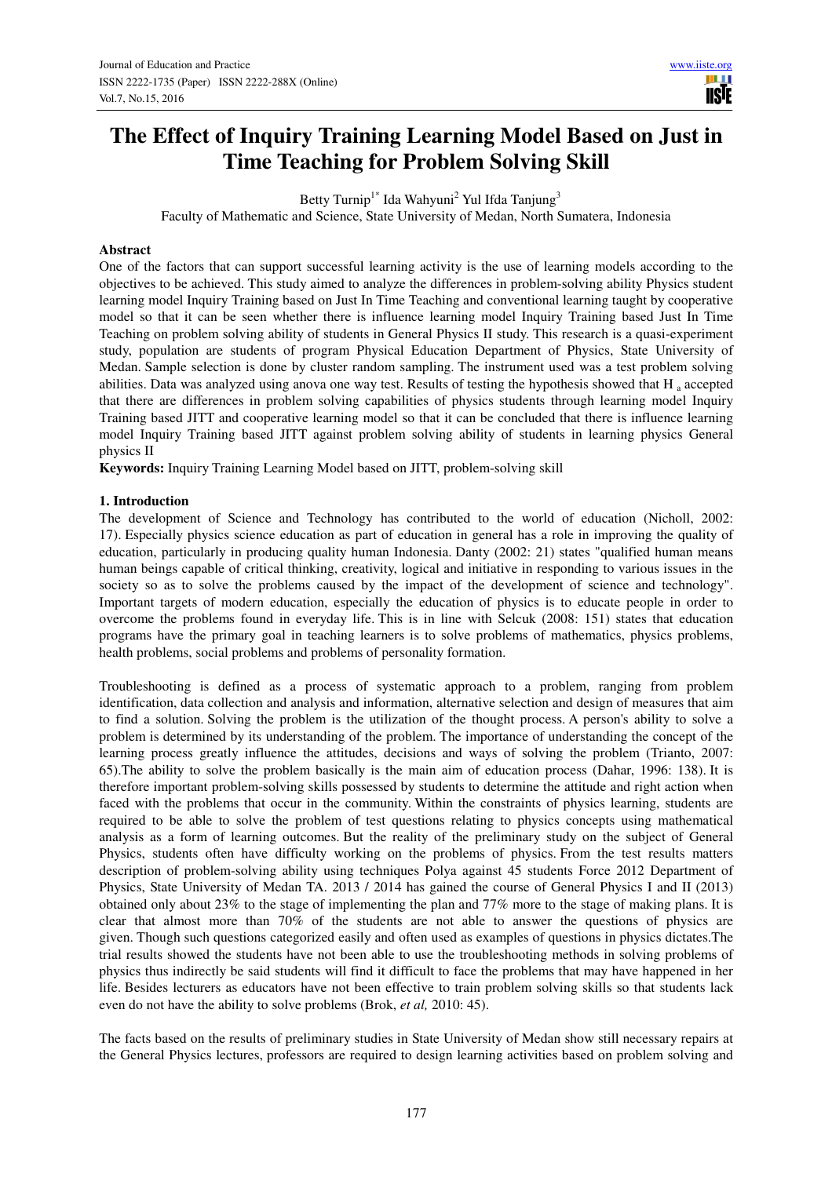# The Effect of Inquiry Training Learning Model Based on Just in Time Teaching for Problem Solving Skill

Betty Turnip[1*] Ida Wahyuni[2] Yul Ifda Tanjung[3]

Faculty of Mathematic and Science, State University of Medan, North Sumatera, Indonesia

## Abstract

One of the factors that can support successful learning activity is the use of learning models according to the objectives to be achieved. This study aimed to analyze the differences in problem-solving ability Physics student learning model Inquiry Training based on Just In Time Teaching and conventional learning taught by cooperative model so that it can be seen whether there is influence learning model Inquiry Training based Just In Time Teaching on problem solving ability of students in General Physics II study. This research is a quasi-experiment study, population are students of program Physical Education Department of Physics, State University of Medan. Sample selection is done by cluster random sampling. The instrument used was a test problem solving abilities. Data was analyzed using anova one way test. Results of testing the hypothesis showed that $H_a$ accepted that there are differences in problem solving capabilities of physics students through learning model Inquiry Training based JITT and cooperative learning model so that it can be concluded that there is influence learning model Inquiry Training based JITT against problem solving ability of students in learning physics General physics II

**Keywords:** Inquiry Training Learning Model based on JITT, problem-solving skill

## 1. Introduction

The development of Science and Technology has contributed to the world of education (Nicholl, 2002: 17). Especially physics science education as part of education in general has a role in improving the quality of education, particularly in producing quality human Indonesia. Danty (2002: 21) states "qualified human means human beings capable of critical thinking, creativity, logical and initiative in responding to various issues in the society so as to solve the problems caused by the impact of the development of science and technology". Important targets of modern education, especially the education of physics is to educate people in order to overcome the problems found in everyday life. This is in line with Selcuk (2008: 151) states that education programs have the primary goal in teaching learners is to solve problems of mathematics, physics problems, health problems, social problems and problems of personality formation.

Troubleshooting is defined as a process of systematic approach to a problem, ranging from problem identification, data collection and analysis and information, alternative selection and design of measures that aim to find a solution. Solving the problem is the utilization of the thought process. A person's ability to solve a problem is determined by its understanding of the problem. The importance of understanding the concept of the learning process greatly influence the attitudes, decisions and ways of solving the problem (Trianto, 2007: 65).The ability to solve the problem basically is the main aim of education process (Dahar, 1996: 138). It is therefore important problem-solving skills possessed by students to determine the attitude and right action when faced with the problems that occur in the community. Within the constraints of physics learning, students are required to be able to solve the problem of test questions relating to physics concepts using mathematical analysis as a form of learning outcomes. But the reality of the preliminary study on the subject of General Physics, students often have difficulty working on the problems of physics. From the test results matters description of problem-solving ability using techniques Polya against 45 students Force 2012 Department of Physics, State University of Medan TA. 2013 / 2014 has gained the course of General Physics I and II (2013) obtained only about 23% to the stage of implementing the plan and 77% more to the stage of making plans. It is clear that almost more than 70% of the students are not able to answer the questions of physics are given. Though such questions categorized easily and often used as examples of questions in physics dictates.The trial results showed the students have not been able to use the troubleshooting methods in solving problems of physics thus indirectly be said students will find it difficult to face the problems that may have happened in her life. Besides lecturers as educators have not been effective to train problem solving skills so that students lack even do not have the ability to solve problems (Brok, *et al,* 2010: 45).

The facts based on the results of preliminary studies in State University of Medan show still necessary repairs at the General Physics lectures, professors are required to design learning activities based on problem solving and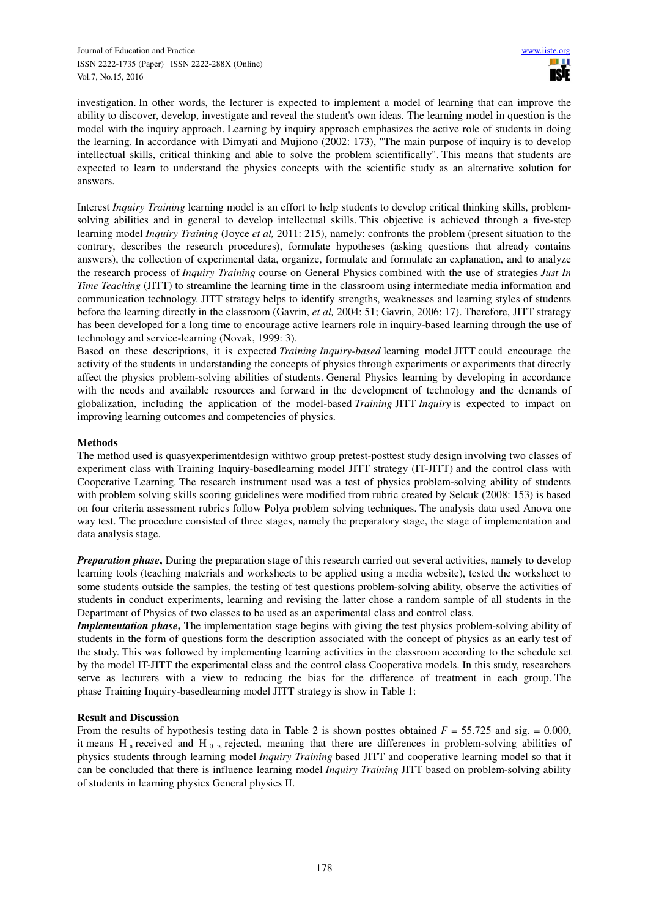investigation. In other words, the lecturer is expected to implement a model of learning that can improve the ability to discover, develop, investigate and reveal the student's own ideas. The learning model in question is the model with the inquiry approach. Learning by inquiry approach emphasizes the active role of students in doing the learning. In accordance with Dimyati and Mujiono (2002: 173), "The main purpose of inquiry is to develop intellectual skills, critical thinking and able to solve the problem scientifically". This means that students are expected to learn to understand the physics concepts with the scientific study as an alternative solution for answers.

Interest *Inquiry Training* learning model is an effort to help students to develop critical thinking skills, problem-solving abilities and in general to develop intellectual skills. This objective is achieved through a five-step learning model *Inquiry Training* (Joyce *et al,* 2011: 215), namely: confronts the problem (present situation to the contrary, describes the research procedures), formulate hypotheses (asking questions that already contains answers), the collection of experimental data, organize, formulate and formulate an explanation, and to analyze the research process of *Inquiry Training* course on General Physics combined with the use of strategies *Just In Time Teaching* (JITT) to streamline the learning time in the classroom using intermediate media information and communication technology. JITT strategy helps to identify strengths, weaknesses and learning styles of students before the learning directly in the classroom (Gavrin, *et al,* 2004: 51; Gavrin, 2006: 17). Therefore, JITT strategy has been developed for a long time to encourage active learners role in inquiry-based learning through the use of technology and service-learning (Novak, 1999: 3).

Based on these descriptions, it is expected *Training Inquiry-based* learning model JITT could encourage the activity of the students in understanding the concepts of physics through experiments or experiments that directly affect the physics problem-solving abilities of students. General Physics learning by developing in accordance with the needs and available resources and forward in the development of technology and the demands of globalization, including the application of the model-based *Training* JITT *Inquiry* is expected to impact on improving learning outcomes and competencies of physics.

## Methods

The method used is quasyexperimentdesign withtwo group pretest-posttest study design involving two classes of experiment class with Training Inquiry-basedlearning model JITT strategy (IT-JITT) and the control class with Cooperative Learning. The research instrument used was a test of physics problem-solving ability of students with problem solving skills scoring guidelines were modified from rubric created by Selcuk (2008: 153) is based on four criteria assessment rubrics follow Polya problem solving techniques. The analysis data used Anova one way test. The procedure consisted of three stages, namely the preparatory stage, the stage of implementation and data analysis stage.

***Preparation phase*****,** During the preparation stage of this research carried out several activities, namely to develop learning tools (teaching materials and worksheets to be applied using a media website), tested the worksheet to some students outside the samples, the testing of test questions problem-solving ability, observe the activities of students in conduct experiments, learning and revising the latter chose a random sample of all students in the Department of Physics of two classes to be used as an experimental class and control class.

***Implementation phase*****,** The implementation stage begins with giving the test physics problem-solving ability of students in the form of questions form the description associated with the concept of physics as an early test of the study. This was followed by implementing learning activities in the classroom according to the schedule set by the model IT-JITT the experimental class and the control class Cooperative models. In this study, researchers serve as lecturers with a view to reducing the bias for the difference of treatment in each group. The phase Training Inquiry-basedlearning model JITT strategy is show in Table 1:

## Result and Discussion

From the results of hypothesis testing data in Table 2 is shown posttes obtained $F = 55.725$ and sig. = 0.000, it means $H_a$ received and $H_0$ is rejected, meaning that there are differences in problem-solving abilities of physics students through learning model *Inquiry Training* based JITT and cooperative learning model so that it can be concluded that there is influence learning model *Inquiry Training* JITT based on problem-solving ability of students in learning physics General physics II.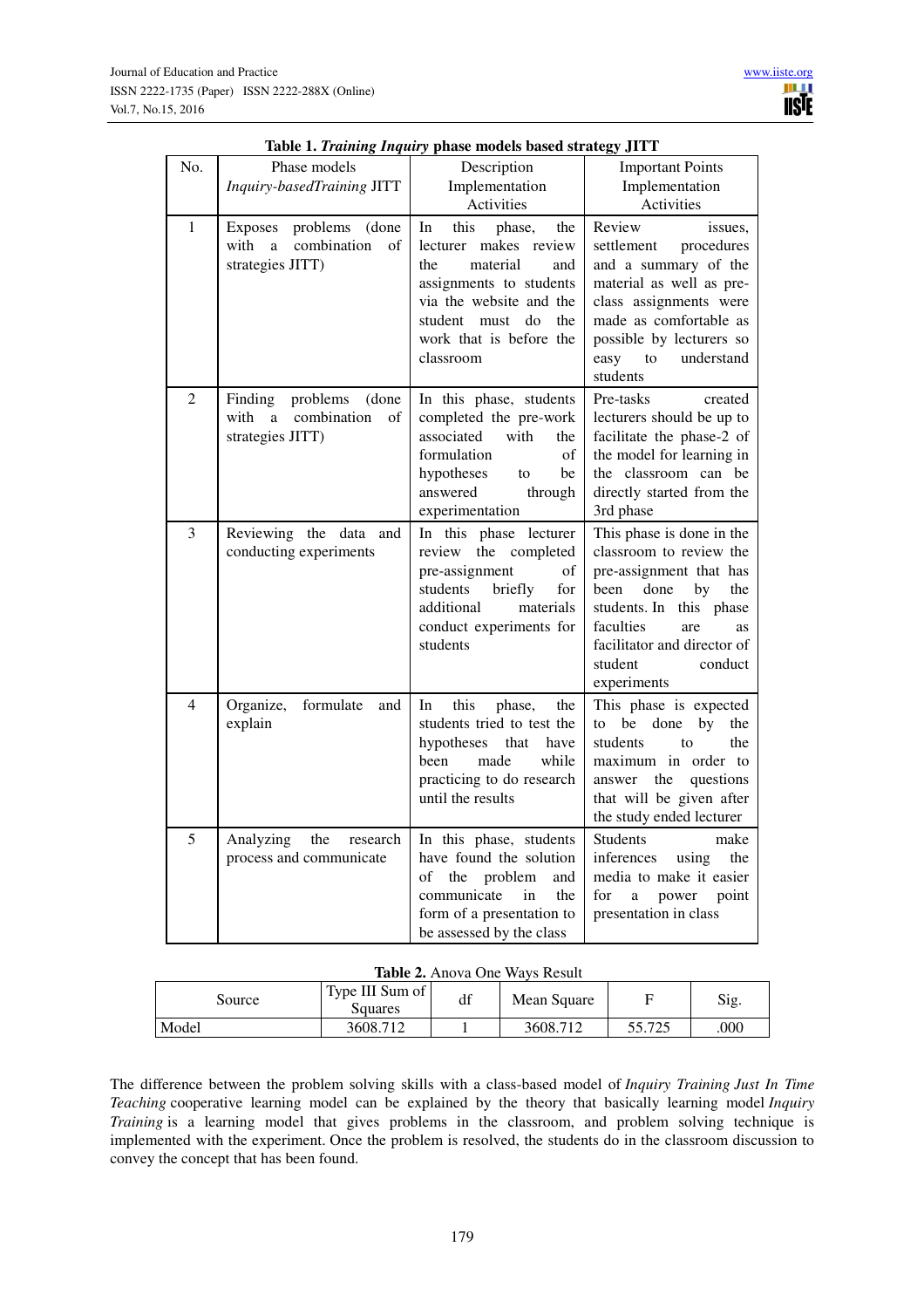**Table 1.** *Training Inquiry* **phase models based strategy JITT**

| No. | Phase models *Inquiry-basedTraining* JITT | Description Implementation Activities | Important Points Implementation Activities |
|---|---|---|---|
| 1 | Exposes problems (done with a combination of strategies JITT) | In this phase, the lecturer makes review the material and assignments to students via the website and the student must do the work that is before the classroom | Review issues, settlement procedures and a summary of the material as well as pre-class assignments were made as comfortable as possible by lecturers so easy to understand students |
| 2 | Finding problems (done with a combination of strategies JITT) | In this phase, students completed the pre-work associated with the formulation of hypotheses to be answered through experimentation | Pre-tasks created lecturers should be up to facilitate the phase-2 of the model for learning in the classroom can be directly started from the 3rd phase |
| 3 | Reviewing the data and conducting experiments | In this phase lecturer review the completed pre-assignment of students briefly for additional materials conduct experiments for students | This phase is done in the classroom to review the pre-assignment that has been done by the students. In this phase faculties are as facilitator and director of student conduct experiments |
| 4 | Organize, formulate and explain | In this phase, the students tried to test the hypotheses that have been made while practicing to do research until the results | This phase is expected to be done by the students to the maximum in order to answer the questions that will be given after the study ended lecturer |
| 5 | Analyzing the research process and communicate | In this phase, students have found the solution of the problem and communicate in the form of a presentation to be assessed by the class | Students make inferences using the media to make it easier for a power point presentation in class |

**Table 2.** Anova One Ways Result

| Source | Type III Sum of Squares | df | Mean Square | F | Sig. |
|---|---|---|---|---|---|
| Model | 3608.712 | 1 | 3608.712 | 55.725 | .000 |

The difference between the problem solving skills with a class-based model of *Inquiry Training Just In Time Teaching* cooperative learning model can be explained by the theory that basically learning model *Inquiry Training* is a learning model that gives problems in the classroom, and problem solving technique is implemented with the experiment. Once the problem is resolved, the students do in the classroom discussion to convey the concept that has been found.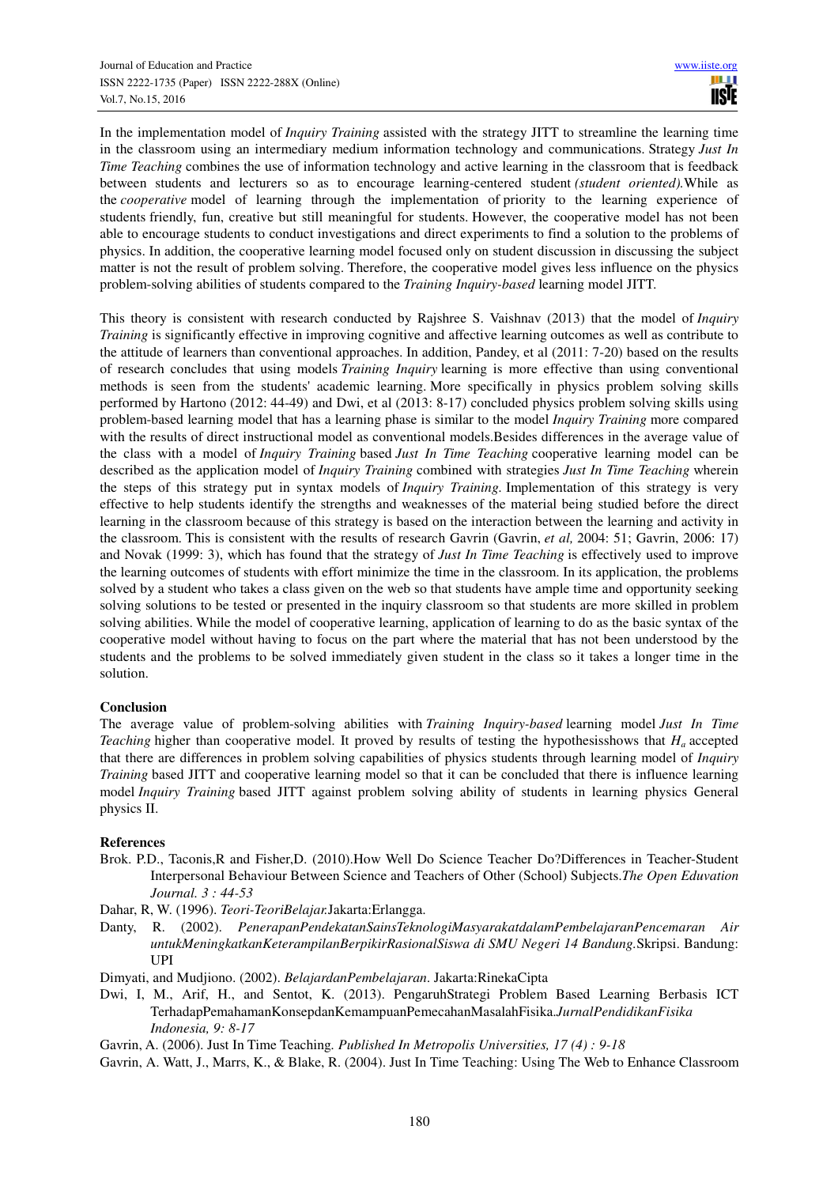In the implementation model of *Inquiry Training* assisted with the strategy JITT to streamline the learning time in the classroom using an intermediary medium information technology and communications. Strategy *Just In Time Teaching* combines the use of information technology and active learning in the classroom that is feedback between students and lecturers so as to encourage learning-centered student *(student oriented)*.While as the *cooperative* model of learning through the implementation of priority to the learning experience of students friendly, fun, creative but still meaningful for students. However, the cooperative model has not been able to encourage students to conduct investigations and direct experiments to find a solution to the problems of physics. In addition, the cooperative learning model focused only on student discussion in discussing the subject matter is not the result of problem solving. Therefore, the cooperative model gives less influence on the physics problem-solving abilities of students compared to the *Training Inquiry-based* learning model JITT.

This theory is consistent with research conducted by Rajshree S. Vaishnav (2013) that the model of *Inquiry Training* is significantly effective in improving cognitive and affective learning outcomes as well as contribute to the attitude of learners than conventional approaches. In addition, Pandey, et al (2011: 7-20) based on the results of research concludes that using models *Training Inquiry* learning is more effective than using conventional methods is seen from the students' academic learning. More specifically in physics problem solving skills performed by Hartono (2012: 44-49) and Dwi, et al (2013: 8-17) concluded physics problem solving skills using problem-based learning model that has a learning phase is similar to the model *Inquiry Training* more compared with the results of direct instructional model as conventional models.Besides differences in the average value of the class with a model of *Inquiry Training* based *Just In Time Teaching* cooperative learning model can be described as the application model of *Inquiry Training* combined with strategies *Just In Time Teaching* wherein the steps of this strategy put in syntax models of *Inquiry Training*. Implementation of this strategy is very effective to help students identify the strengths and weaknesses of the material being studied before the direct learning in the classroom because of this strategy is based on the interaction between the learning and activity in the classroom. This is consistent with the results of research Gavrin (Gavrin, *et al,* 2004: 51; Gavrin, 2006: 17) and Novak (1999: 3), which has found that the strategy of *Just In Time Teaching* is effectively used to improve the learning outcomes of students with effort minimize the time in the classroom. In its application, the problems solved by a student who takes a class given on the web so that students have ample time and opportunity seeking solving solutions to be tested or presented in the inquiry classroom so that students are more skilled in problem solving abilities. While the model of cooperative learning, application of learning to do as the basic syntax of the cooperative model without having to focus on the part where the material that has not been understood by the students and the problems to be solved immediately given student in the class so it takes a longer time in the solution.

**Conclusion**

The average value of problem-solving abilities with *Training Inquiry-based* learning model *Just In Time Teaching* higher than cooperative model. It proved by results of testing the hypothesisshows that $H_a$ accepted that there are differences in problem solving capabilities of physics students through learning model of *Inquiry Training* based JITT and cooperative learning model so that it can be concluded that there is influence learning model *Inquiry Training* based JITT against problem solving ability of students in learning physics General physics II.

**References**

Brok. P.D., Taconis,R and Fisher,D. (2010).How Well Do Science Teacher Do?Differences in Teacher-Student Interpersonal Behaviour Between Science and Teachers of Other (School) Subjects.*The Open Eduvation Journal. 3 : 44-53*

Dahar, R, W. (1996). *Teori-TeoriBelajar.*Jakarta:Erlangga.

Danty, R. (2002). *PenerapanPendekatanSainsTeknologiMasyarakatdalamPembelajaranPencemaran Air untukMeningkatkanKeterampilanBerpikirRasionalSiswa di SMU Negeri 14 Bandung*.Skripsi. Bandung: UPI

Dimyati, and Mudjiono. (2002). *BelajardanPembelajaran*. Jakarta:RinekaCipta

Dwi, I, M., Arif, H., and Sentot, K. (2013). PengaruhStrategi Problem Based Learning Berbasis ICT TerhadapPemahamanKonsepdanKemampuanPemecahanMasalahFisika.*JurnalPendidikanFisika Indonesia, 9: 8-17*

Gavrin, A. (2006). Just In Time Teaching*. Published In Metropolis Universities, 17 (4) : 9-18*

Gavrin, A. Watt, J., Marrs, K., & Blake, R. (2004). Just In Time Teaching: Using The Web to Enhance Classroom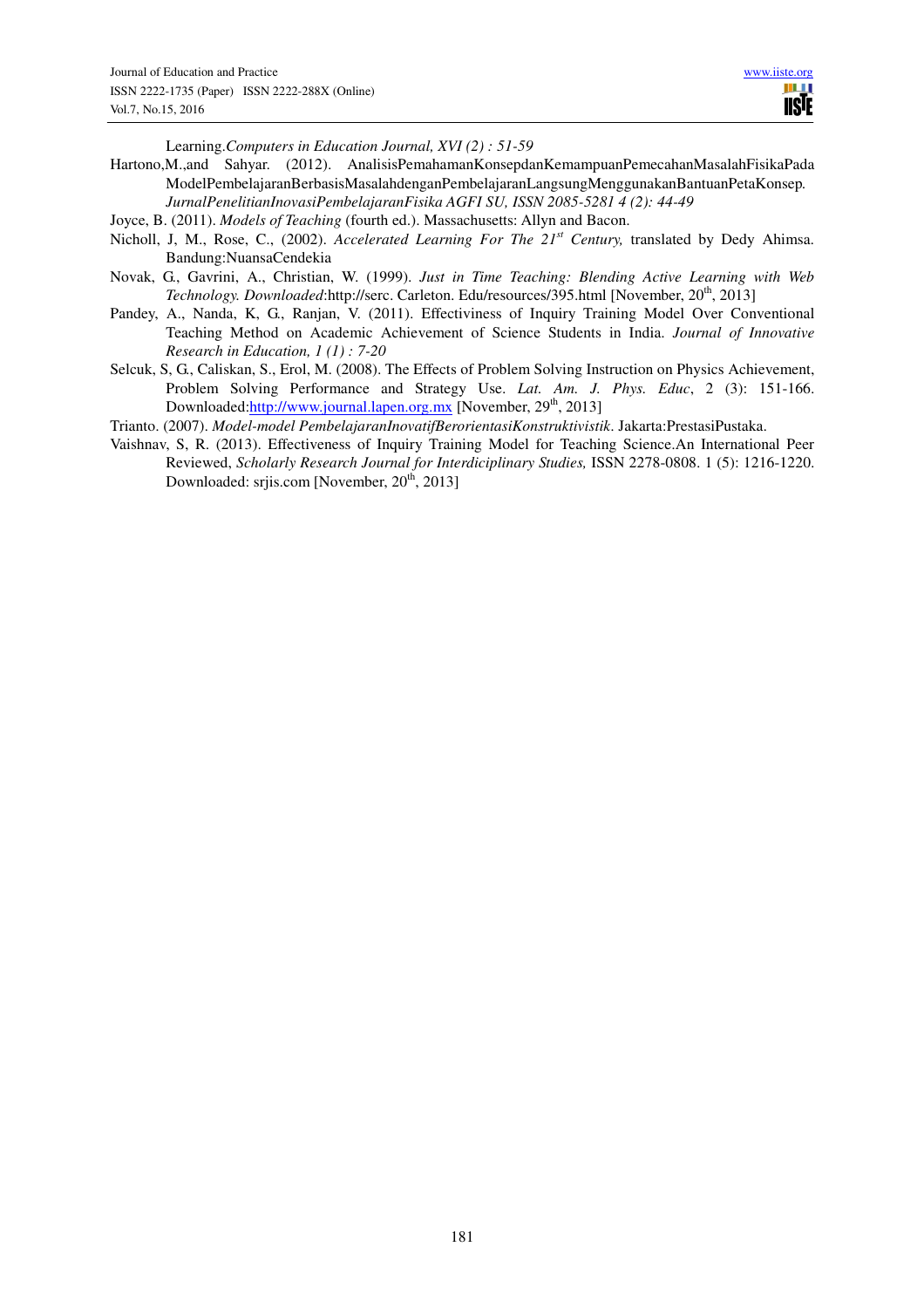Learning.*Computers in Education Journal, XVI (2) : 51-59*

Hartono,M.,and Sahyar. (2012). AnalisisPemahamanKonsepdanKemampuanPemecahanMasalahFisikaPada ModelPembelajaranBerbasisMasalahdenganPembelajaranLangsungMenggunakanBantuanPetaKonsep. *JurnalPenelitianInovasiPembelajaranFisika AGFI SU, ISSN 2085-5281 4 (2): 44-49*

Joyce, B. (2011). *Models of Teaching* (fourth ed.). Massachusetts: Allyn and Bacon.

Nicholl, J, M., Rose, C., (2002). *Accelerated Learning For The 21st Century,* translated by Dedy Ahimsa. Bandung:NuansaCendekia

Novak, G., Gavrini, A., Christian, W. (1999). *Just in Time Teaching: Blending Active Learning with Web Technology. Downloaded*:http://serc. Carleton. Edu/resources/395.html [November, 20th, 2013]

Pandey, A., Nanda, K, G., Ranjan, V. (2011). Effectiviness of Inquiry Training Model Over Conventional Teaching Method on Academic Achievement of Science Students in India. *Journal of Innovative Research in Education, 1 (1) : 7-20*

Selcuk, S, G., Caliskan, S., Erol, M. (2008). The Effects of Problem Solving Instruction on Physics Achievement, Problem Solving Performance and Strategy Use. *Lat. Am. J. Phys. Educ*, 2 (3): 151-166. Downloaded:http://www.journal.lapen.org.mx [November, 29th, 2013]

Trianto. (2007). *Model-model PembelajaranInovatifBerorientasiKonstruktivistik*. Jakarta:PrestasiPustaka.

Vaishnav, S, R. (2013). Effectiveness of Inquiry Training Model for Teaching Science.An International Peer Reviewed, *Scholarly Research Journal for Interdiciplinary Studies,* ISSN 2278-0808. 1 (5): 1216-1220. Downloaded: srjis.com [November, 20th, 2013]